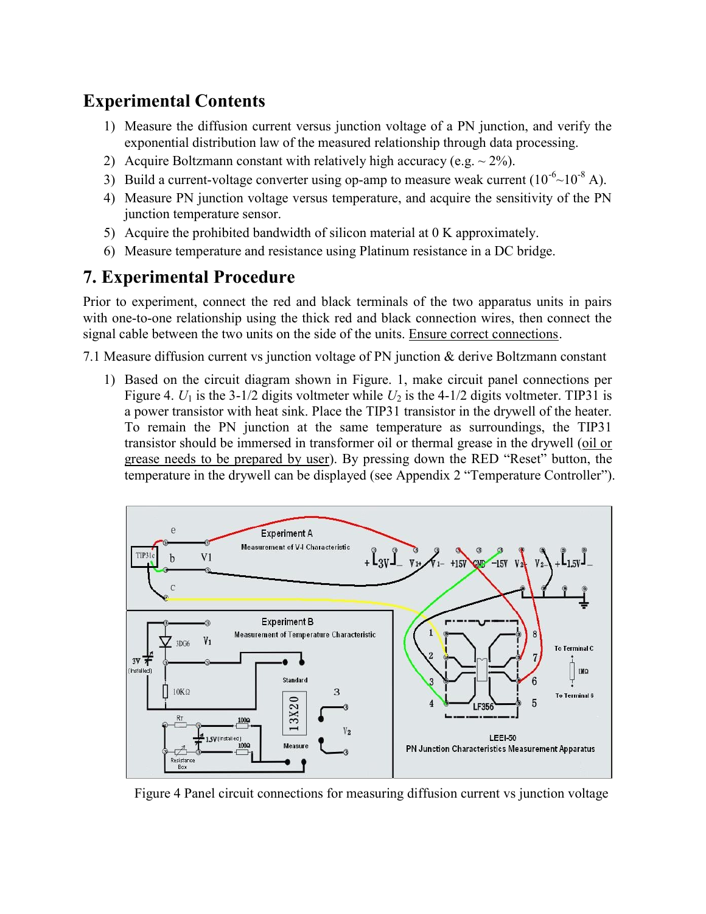## Experimental Contents

1) Measure the diffusion current versus junction voltage of a PN junction, and verify the exponential distribution law of the measured relationship through data processing.
2) Acquire Boltzmann constant with relatively high accuracy (e.g. ~ 2%).
3) Build a current-voltage converter using op-amp to measure weak current ($10^{-6}$~$10^{-8}$ A).
4) Measure PN junction voltage versus temperature, and acquire the sensitivity of the PN junction temperature sensor.
5) Acquire the prohibited bandwidth of silicon material at 0 K approximately.
6) Measure temperature and resistance using Platinum resistance in a DC bridge.

## 7. Experimental Procedure

Prior to experiment, connect the red and black terminals of the two apparatus units in pairs with one-to-one relationship using the thick red and black connection wires, then connect the signal cable between the two units on the side of the units. Ensure correct connections.

7.1 Measure diffusion current vs junction voltage of PN junction & derive Boltzmann constant

1) Based on the circuit diagram shown in Figure. 1, make circuit panel connections per Figure 4. $U_1$ is the 3-1/2 digits voltmeter while $U_2$ is the 4-1/2 digits voltmeter. TIP31 is a power transistor with heat sink. Place the TIP31 transistor in the drywell of the heater. To remain the PN junction at the same temperature as surroundings, the TIP31 transistor should be immersed in transformer oil or thermal grease in the drywell (oil or grease needs to be prepared by user). By pressing down the RED "Reset" button, the temperature in the drywell can be displayed (see Appendix 2 "Temperature Controller").

Figure 4 Panel circuit connections for measuring diffusion current vs junction voltage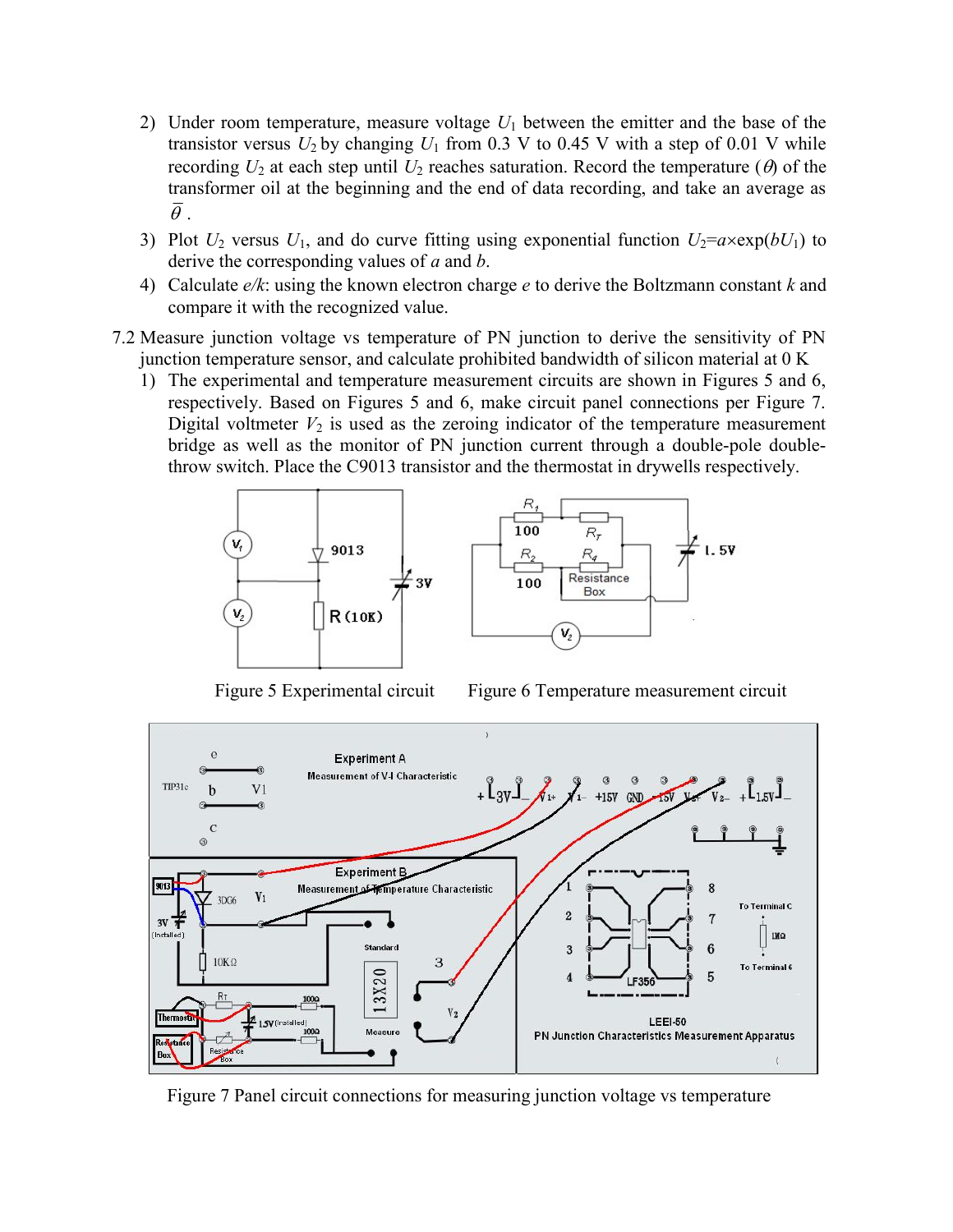2) Under room temperature, measure voltage $U_1$ between the emitter and the base of the transistor versus $U_2$ by changing $U_1$ from 0.3 V to 0.45 V with a step of 0.01 V while recording $U_2$ at each step until $U_2$ reaches saturation. Record the temperature ($\theta$) of the transformer oil at the beginning and the end of data recording, and take an average as $\bar{\theta}$.
3) Plot $U_2$ versus $U_1$, and do curve fitting using exponential function $U_2=a\times\exp(bU_1)$ to derive the corresponding values of $a$ and $b$.
4) Calculate $e/k$: using the known electron charge $e$ to derive the Boltzmann constant $k$ and compare it with the recognized value.

7.2 Measure junction voltage vs temperature of PN junction to derive the sensitivity of PN junction temperature sensor, and calculate prohibited bandwidth of silicon material at 0 K

1) The experimental and temperature measurement circuits are shown in Figures 5 and 6, respectively. Based on Figures 5 and 6, make circuit panel connections per Figure 7. Digital voltmeter $V_2$ is used as the zeroing indicator of the temperature measurement bridge as well as the monitor of PN junction current through a double-pole double-throw switch. Place the C9013 transistor and the thermostat in drywells respectively.

Figure 5 Experimental circuit

Figure 6 Temperature measurement circuit

Figure 7 Panel circuit connections for measuring junction voltage vs temperature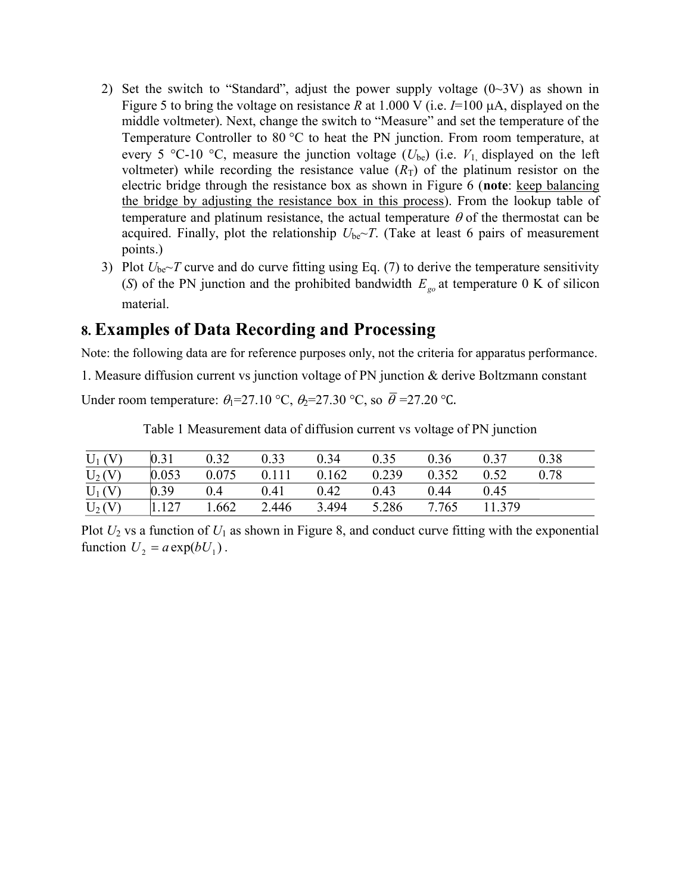2) Set the switch to "Standard", adjust the power supply voltage (0~3V) as shown in Figure 5 to bring the voltage on resistance $R$ at 1.000 V (i.e. $I$=100 μA, displayed on the middle voltmeter). Next, change the switch to "Measure" and set the temperature of the Temperature Controller to 80 °C to heat the PN junction. From room temperature, at every 5 °C-10 °C, measure the junction voltage ($U_{be}$) (i.e. $V_1$, displayed on the left voltmeter) while recording the resistance value ($R_T$) of the platinum resistor on the electric bridge through the resistance box as shown in Figure 6 (**note**: keep balancing the bridge by adjusting the resistance box in this process). From the lookup table of temperature and platinum resistance, the actual temperature $\theta$ of the thermostat can be acquired. Finally, plot the relationship $U_{be}$~$T$. (Take at least 6 pairs of measurement points.)

3) Plot $U_{be}$~$T$ curve and do curve fitting using Eq. (7) to derive the temperature sensitivity ($S$) of the PN junction and the prohibited bandwidth $E_{go}$ at temperature 0 K of silicon material.

## 8. Examples of Data Recording and Processing

Note: the following data are for reference purposes only, not the criteria for apparatus performance.

1. Measure diffusion current vs junction voltage of PN junction & derive Boltzmann constant

Under room temperature: $\theta_1$=27.10 °C, $\theta_2$=27.30 °C, so $\bar{\theta}$ =27.20 °C.

Table 1 Measurement data of diffusion current vs voltage of PN junction

| $U_1$ (V) | 0.31 | 0.32 | 0.33 | 0.34 | 0.35 | 0.36 | 0.37 | 0.38 |
|---|---|---|---|---|---|---|---|---|
| $U_2$ (V) | 0.053 | 0.075 | 0.111 | 0.162 | 0.239 | 0.352 | 0.52 | 0.78 |
| $U_1$ (V) | 0.39 | 0.4 | 0.41 | 0.42 | 0.43 | 0.44 | 0.45 | |
| $U_2$ (V) | 1.127 | 1.662 | 2.446 | 3.494 | 5.286 | 7.765 | 11.379 | |

Plot $U_2$ vs a function of $U_1$ as shown in Figure 8, and conduct curve fitting with the exponential function $U_2 = a\exp(bU_1)$.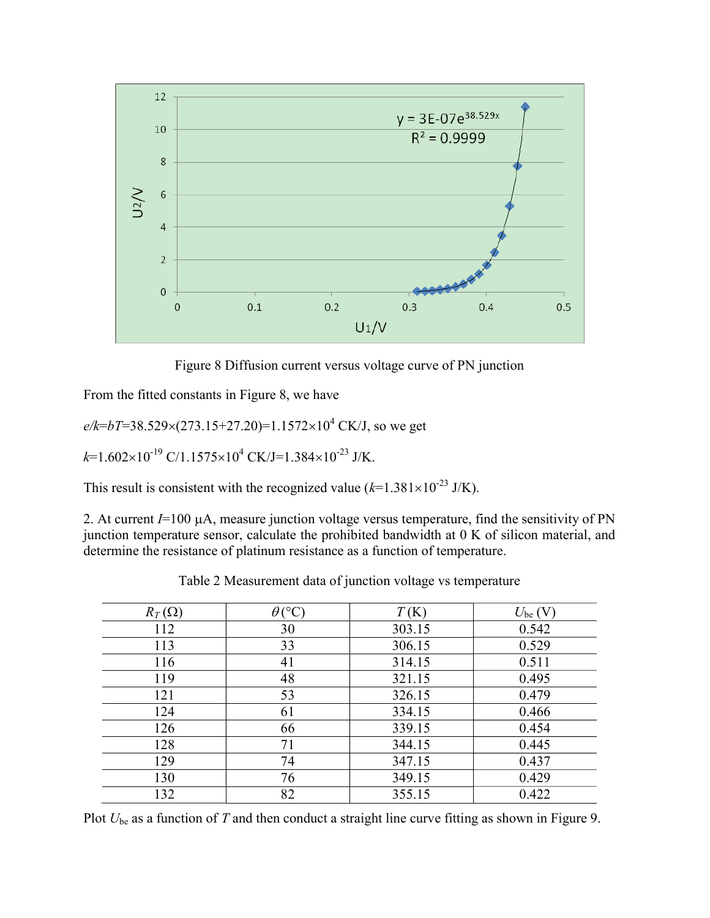Figure 8 Diffusion current versus voltage curve of PN junction

From the fitted constants in Figure 8, we have

$e/k=bT=38.529\times(273.15+27.20)=1.1572\times10^{4}$ CK/J, so we get

$k=1.602\times10^{-19}$ C/$1.1575\times10^{4}$ CK/J$=1.384\times10^{-23}$ J/K.

This result is consistent with the recognized value ($k=1.381\times10^{-23}$ J/K).

2. At current $I=100$ μA, measure junction voltage versus temperature, find the sensitivity of PN junction temperature sensor, calculate the prohibited bandwidth at 0 K of silicon material, and determine the resistance of platinum resistance as a function of temperature.

Table 2 Measurement data of junction voltage vs temperature

| $R_T$ (Ω) | $\theta$ (°C) | $T$ (K) | $U_{be}$ (V) |
|---|---|---|---|
| 112 | 30 | 303.15 | 0.542 |
| 113 | 33 | 306.15 | 0.529 |
| 116 | 41 | 314.15 | 0.511 |
| 119 | 48 | 321.15 | 0.495 |
| 121 | 53 | 326.15 | 0.479 |
| 124 | 61 | 334.15 | 0.466 |
| 126 | 66 | 339.15 | 0.454 |
| 128 | 71 | 344.15 | 0.445 |
| 129 | 74 | 347.15 | 0.437 |
| 130 | 76 | 349.15 | 0.429 |
| 132 | 82 | 355.15 | 0.422 |

Plot $U_{be}$ as a function of $T$ and then conduct a straight line curve fitting as shown in Figure 9.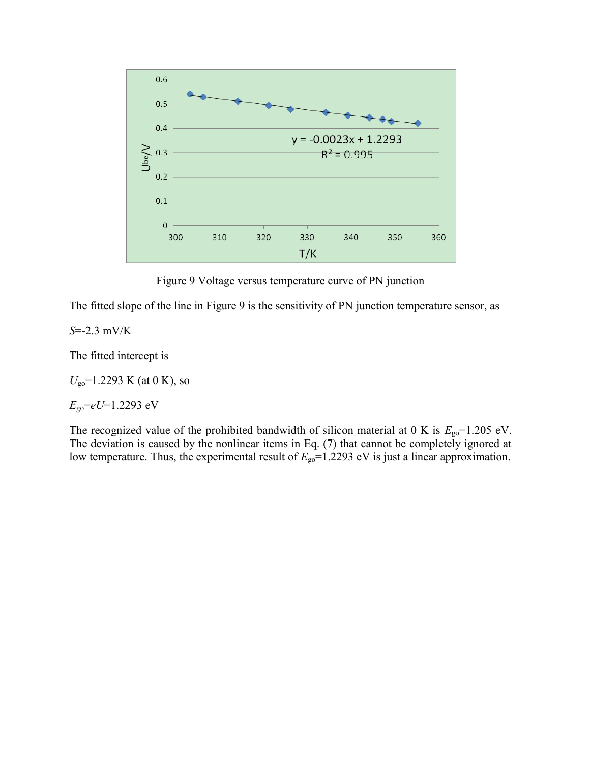0.6
0.5
0.4
0.3
0.2
0.1
0
300
310
320
330
340
350
360
$U_{be}$/V
T/K
y = -0.0023x + 1.2293
$R^2$ = 0.995

Figure 9 Voltage versus temperature curve of PN junction

The fitted slope of the line in Figure 9 is the sensitivity of PN junction temperature sensor, as

$S$=-2.3 mV/K

The fitted intercept is

$U_{go}$=1.2293 K (at 0 K), so

$E_{go}=eU$=1.2293 eV

The recognized value of the prohibited bandwidth of silicon material at 0 K is $E_{go}$=1.205 eV. The deviation is caused by the nonlinear items in Eq. (7) that cannot be completely ignored at low temperature. Thus, the experimental result of $E_{go}$=1.2293 eV is just a linear approximation.